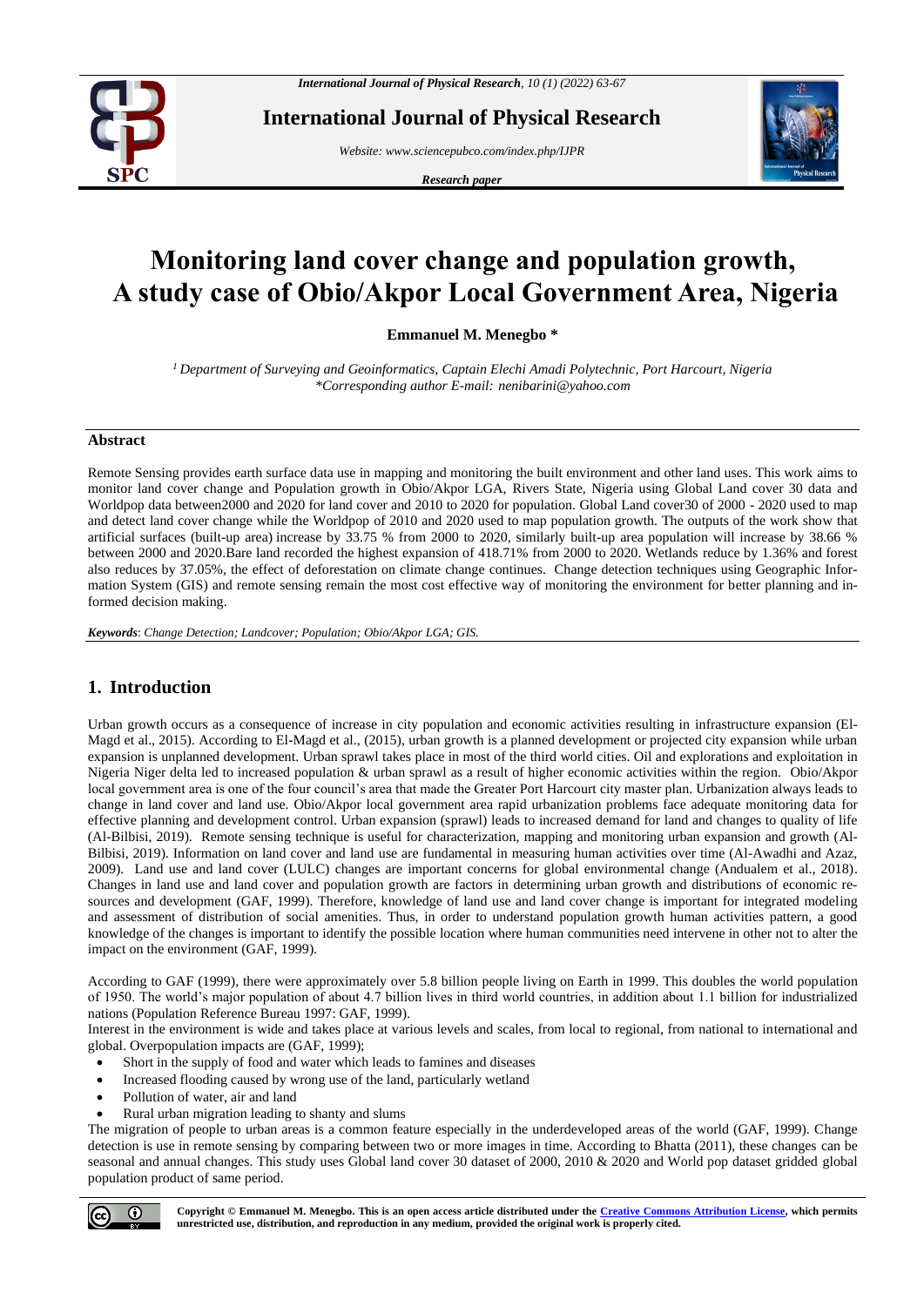# Monitoring land cover change and population growth, A study case of Obio/Akpor Local Government Area, Nigeria

**Emmanuel M. Menegbo \***

*[1] Department of Surveying and Geoinformatics, Captain Elechi Amadi Polytechnic, Port Harcourt, Nigeria*
*\*Corresponding author E-mail: nenibarini@yahoo.com*

## Abstract

Remote Sensing provides earth surface data use in mapping and monitoring the built environment and other land uses. This work aims to monitor land cover change and Population growth in Obio/Akpor LGA, Rivers State, Nigeria using Global Land cover 30 data and Worldpop data between2000 and 2020 for land cover and 2010 to 2020 for population. Global Land cover30 of 2000 - 2020 used to map and detect land cover change while the Worldpop of 2010 and 2020 used to map population growth. The outputs of the work show that artificial surfaces (built-up area) increase by 33.75 % from 2000 to 2020, similarly built-up area population will increase by 38.66 % between 2000 and 2020.Bare land recorded the highest expansion of 418.71% from 2000 to 2020. Wetlands reduce by 1.36% and forest also reduces by 37.05%, the effect of deforestation on climate change continues. Change detection techniques using Geographic Information System (GIS) and remote sensing remain the most cost effective way of monitoring the environment for better planning and informed decision making.

***Keywords***: *Change Detection; Landcover; Population; Obio/Akpor LGA; GIS.*

## 1. Introduction

Urban growth occurs as a consequence of increase in city population and economic activities resulting in infrastructure expansion (El-Magd et al., 2015). According to El-Magd et al., (2015), urban growth is a planned development or projected city expansion while urban expansion is unplanned development. Urban sprawl takes place in most of the third world cities. Oil and explorations and exploitation in Nigeria Niger delta led to increased population & urban sprawl as a result of higher economic activities within the region. Obio/Akpor local government area is one of the four council's area that made the Greater Port Harcourt city master plan. Urbanization always leads to change in land cover and land use. Obio/Akpor local government area rapid urbanization problems face adequate monitoring data for effective planning and development control. Urban expansion (sprawl) leads to increased demand for land and changes to quality of life (Al-Bilbisi, 2019). Remote sensing technique is useful for characterization, mapping and monitoring urban expansion and growth (Al-Bilbisi, 2019). Information on land cover and land use are fundamental in measuring human activities over time (Al-Awadhi and Azaz, 2009). Land use and land cover (LULC) changes are important concerns for global environmental change (Andualem et al., 2018). Changes in land use and land cover and population growth are factors in determining urban growth and distributions of economic resources and development (GAF, 1999). Therefore, knowledge of land use and land cover change is important for integrated modeling and assessment of distribution of social amenities. Thus, in order to understand population growth human activities pattern, a good knowledge of the changes is important to identify the possible location where human communities need intervene in other not to alter the impact on the environment (GAF, 1999).

According to GAF (1999), there were approximately over 5.8 billion people living on Earth in 1999. This doubles the world population of 1950. The world's major population of about 4.7 billion lives in third world countries, in addition about 1.1 billion for industrialized nations (Population Reference Bureau 1997: GAF, 1999).

Interest in the environment is wide and takes place at various levels and scales, from local to regional, from national to international and global. Overpopulation impacts are (GAF, 1999);

- Short in the supply of food and water which leads to famines and diseases
- Increased flooding caused by wrong use of the land, particularly wetland
- Pollution of water, air and land
- Rural urban migration leading to shanty and slums

The migration of people to urban areas is a common feature especially in the underdeveloped areas of the world (GAF, 1999). Change detection is use in remote sensing by comparing between two or more images in time. According to Bhatta (2011), these changes can be seasonal and annual changes. This study uses Global land cover 30 dataset of 2000, 2010 & 2020 and World pop dataset gridded global population product of same period.

**Copyright © Emmanuel M. Menegbo. This is an open access article distributed under the Creative Commons Attribution License, which permits unrestricted use, distribution, and reproduction in any medium, provided the original work is properly cited.**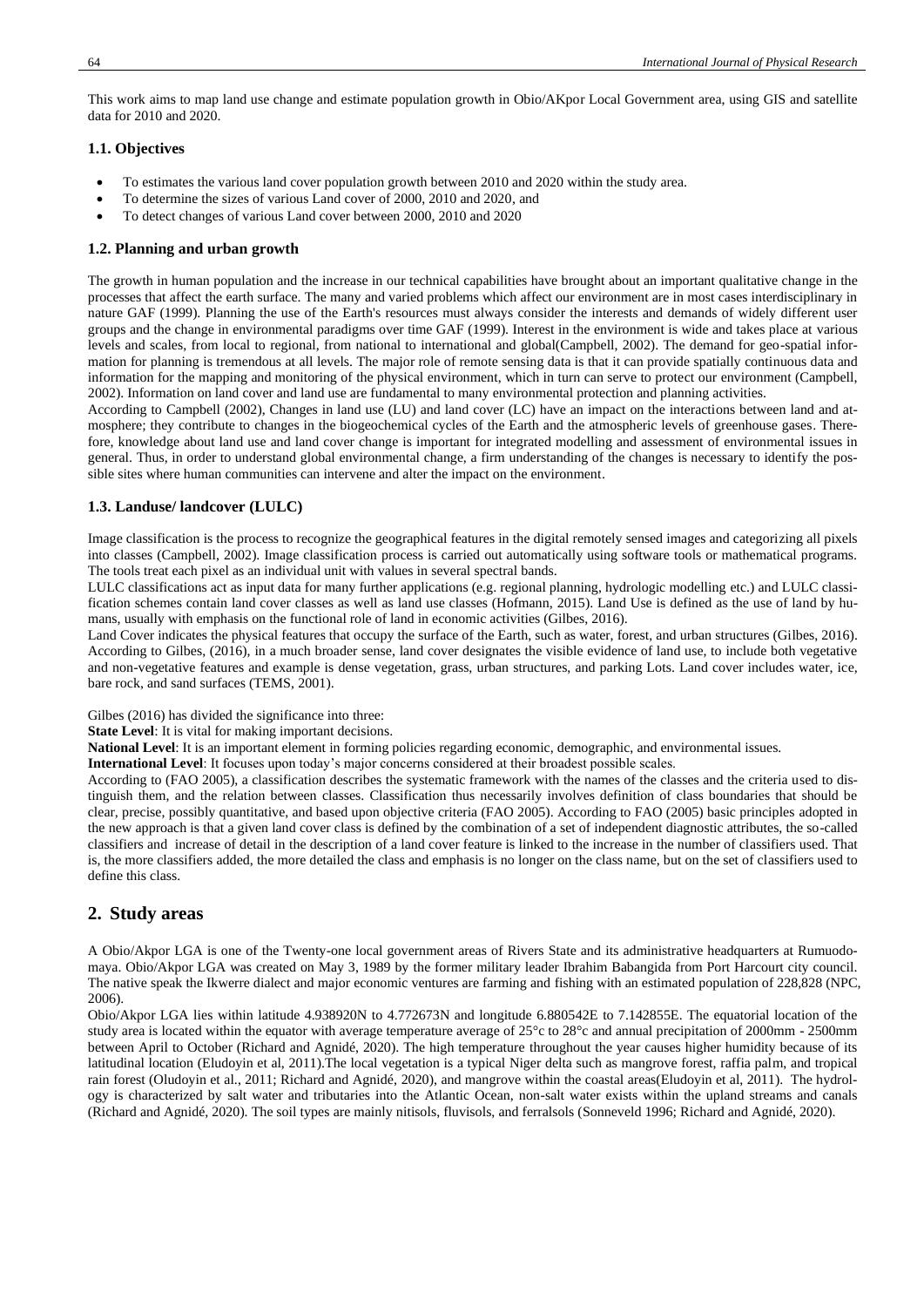This work aims to map land use change and estimate population growth in Obio/AKpor Local Government area, using GIS and satellite data for 2010 and 2020.

### 1.1. Objectives

- To estimates the various land cover population growth between 2010 and 2020 within the study area.
- To determine the sizes of various Land cover of 2000, 2010 and 2020, and
- To detect changes of various Land cover between 2000, 2010 and 2020

### 1.2. Planning and urban growth

The growth in human population and the increase in our technical capabilities have brought about an important qualitative change in the processes that affect the earth surface. The many and varied problems which affect our environment are in most cases interdisciplinary in nature GAF (1999). Planning the use of the Earth's resources must always consider the interests and demands of widely different user groups and the change in environmental paradigms over time GAF (1999). Interest in the environment is wide and takes place at various levels and scales, from local to regional, from national to international and global(Campbell, 2002). The demand for geo-spatial information for planning is tremendous at all levels. The major role of remote sensing data is that it can provide spatially continuous data and information for the mapping and monitoring of the physical environment, which in turn can serve to protect our environment (Campbell, 2002). Information on land cover and land use are fundamental to many environmental protection and planning activities.

According to Campbell (2002), Changes in land use (LU) and land cover (LC) have an impact on the interactions between land and atmosphere; they contribute to changes in the biogeochemical cycles of the Earth and the atmospheric levels of greenhouse gases. Therefore, knowledge about land use and land cover change is important for integrated modelling and assessment of environmental issues in general. Thus, in order to understand global environmental change, a firm understanding of the changes is necessary to identify the possible sites where human communities can intervene and alter the impact on the environment.

### 1.3. Landuse/ landcover (LULC)

Image classification is the process to recognize the geographical features in the digital remotely sensed images and categorizing all pixels into classes (Campbell, 2002). Image classification process is carried out automatically using software tools or mathematical programs. The tools treat each pixel as an individual unit with values in several spectral bands.

LULC classifications act as input data for many further applications (e.g. regional planning, hydrologic modelling etc.) and LULC classification schemes contain land cover classes as well as land use classes (Hofmann, 2015). Land Use is defined as the use of land by humans, usually with emphasis on the functional role of land in economic activities (Gilbes, 2016).

Land Cover indicates the physical features that occupy the surface of the Earth, such as water, forest, and urban structures (Gilbes, 2016). According to Gilbes, (2016), in a much broader sense, land cover designates the visible evidence of land use, to include both vegetative and non-vegetative features and example is dense vegetation, grass, urban structures, and parking Lots. Land cover includes water, ice, bare rock, and sand surfaces (TEMS, 2001).

Gilbes (2016) has divided the significance into three:

**State Level**: It is vital for making important decisions.

**National Level**: It is an important element in forming policies regarding economic, demographic, and environmental issues.

**International Level**: It focuses upon today's major concerns considered at their broadest possible scales.

According to (FAO 2005), a classification describes the systematic framework with the names of the classes and the criteria used to distinguish them, and the relation between classes. Classification thus necessarily involves definition of class boundaries that should be clear, precise, possibly quantitative, and based upon objective criteria (FAO 2005). According to FAO (2005) basic principles adopted in the new approach is that a given land cover class is defined by the combination of a set of independent diagnostic attributes, the so-called classifiers and increase of detail in the description of a land cover feature is linked to the increase in the number of classifiers used. That is, the more classifiers added, the more detailed the class and emphasis is no longer on the class name, but on the set of classifiers used to define this class.

## 2. Study areas

A Obio/Akpor LGA is one of the Twenty-one local government areas of Rivers State and its administrative headquarters at Rumuodomaya. Obio/Akpor LGA was created on May 3, 1989 by the former military leader Ibrahim Babangida from Port Harcourt city council. The native speak the Ikwerre dialect and major economic ventures are farming and fishing with an estimated population of 228,828 (NPC, 2006).

Obio/Akpor LGA lies within latitude 4.938920N to 4.772673N and longitude 6.880542E to 7.142855E. The equatorial location of the study area is located within the equator with average temperature average of 25°c to 28°c and annual precipitation of 2000mm - 2500mm between April to October (Richard and Agnidé, 2020). The high temperature throughout the year causes higher humidity because of its latitudinal location (Eludoyin et al, 2011).The local vegetation is a typical Niger delta such as mangrove forest, raffia palm, and tropical rain forest (Oludoyin et al., 2011; Richard and Agnidé, 2020), and mangrove within the coastal areas(Eludoyin et al, 2011). The hydrology is characterized by salt water and tributaries into the Atlantic Ocean, non-salt water exists within the upland streams and canals (Richard and Agnidé, 2020). The soil types are mainly nitisols, fluvisols, and ferralsols (Sonneveld 1996; Richard and Agnidé, 2020).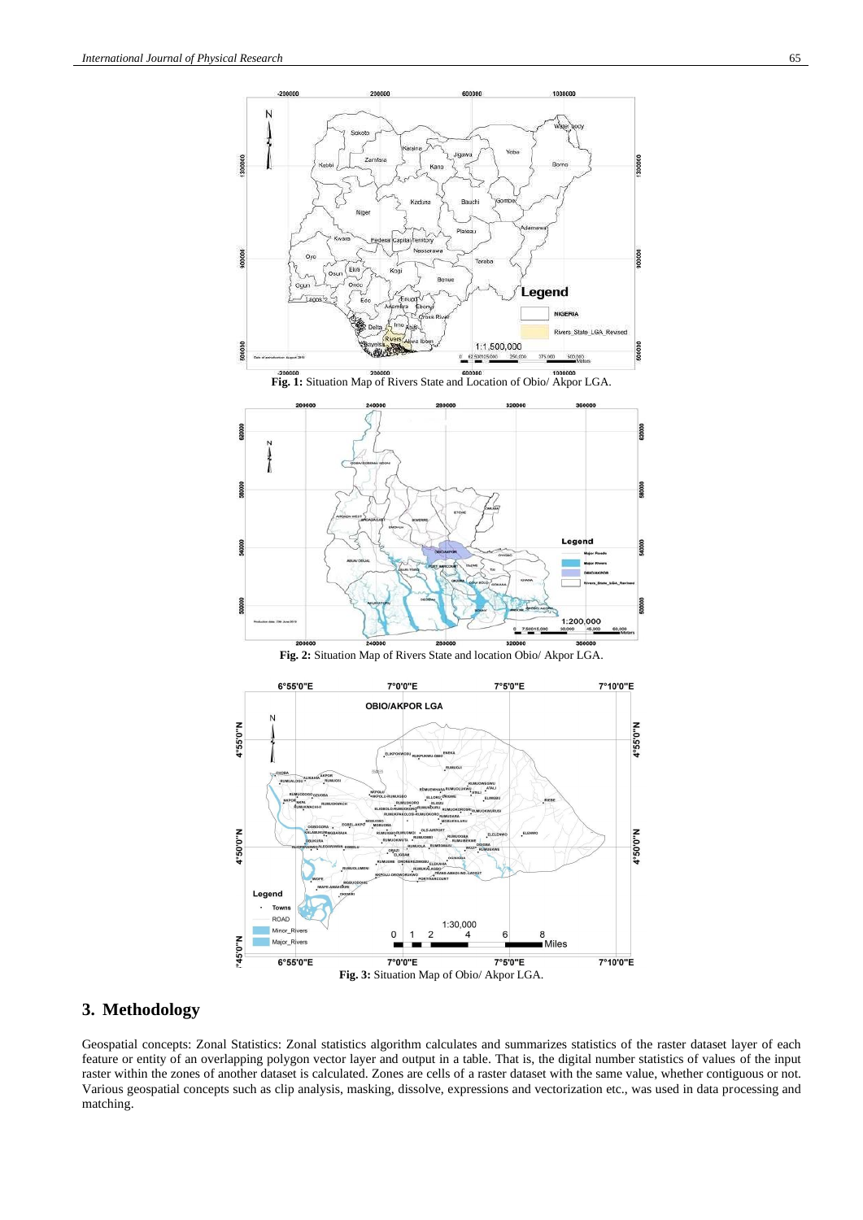Fig. 1: Situation Map of Rivers State and Location of Obio/ Akpor LGA.

Fig. 2: Situation Map of Rivers State and location Obio/ Akpor LGA.

Fig. 3: Situation Map of Obio/ Akpor LGA.

## 3. Methodology

Geospatial concepts: Zonal Statistics: Zonal statistics algorithm calculates and summarizes statistics of the raster dataset layer of each feature or entity of an overlapping polygon vector layer and output in a table. That is, the digital number statistics of values of the input raster within the zones of another dataset is calculated. Zones are cells of a raster dataset with the same value, whether contiguous or not. Various geospatial concepts such as clip analysis, masking, dissolve, expressions and vectorization etc., was used in data processing and matching.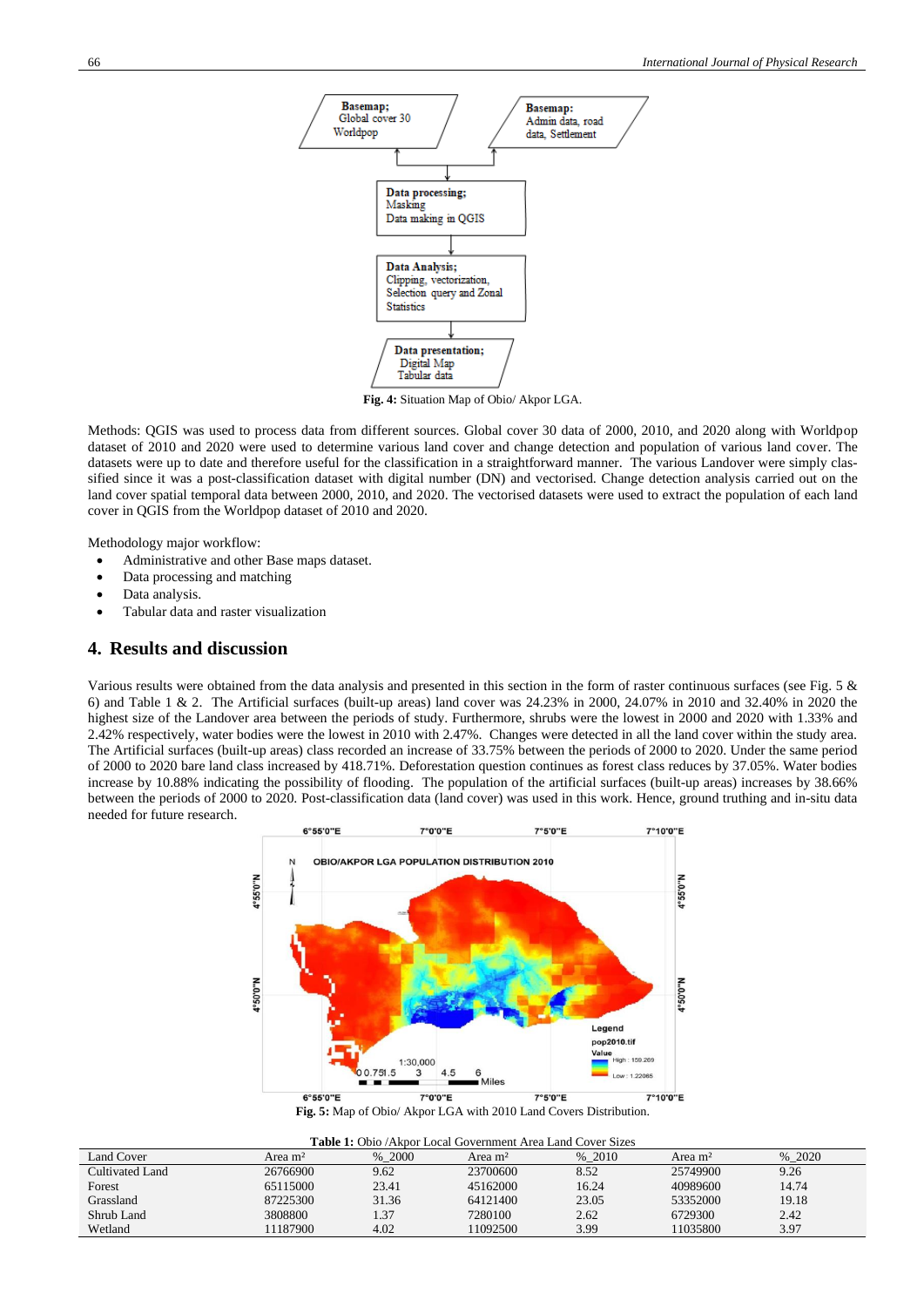Fig. 4: Situation Map of Obio/ Akpor LGA.

Methods: QGIS was used to process data from different sources. Global cover 30 data of 2000, 2010, and 2020 along with Worldpop dataset of 2010 and 2020 were used to determine various land cover and change detection and population of various land cover. The datasets were up to date and therefore useful for the classification in a straightforward manner. The various Landover were simply classified since it was a post-classification dataset with digital number (DN) and vectorised. Change detection analysis carried out on the land cover spatial temporal data between 2000, 2010, and 2020. The vectorised datasets were used to extract the population of each land cover in QGIS from the Worldpop dataset of 2010 and 2020.

Methodology major workflow:

- Administrative and other Base maps dataset.
- Data processing and matching
- Data analysis.
- Tabular data and raster visualization

## 4. Results and discussion

Various results were obtained from the data analysis and presented in this section in the form of raster continuous surfaces (see Fig. 5 & 6) and Table 1 & 2. The Artificial surfaces (built-up areas) land cover was 24.23% in 2000, 24.07% in 2010 and 32.40% in 2020 the highest size of the Landover area between the periods of study. Furthermore, shrubs were the lowest in 2000 and 2020 with 1.33% and 2.42% respectively, water bodies were the lowest in 2010 with 2.47%. Changes were detected in all the land cover within the study area. The Artificial surfaces (built-up areas) class recorded an increase of 33.75% between the periods of 2000 to 2020. Under the same period of 2000 to 2020 bare land class increased by 418.71%. Deforestation question continues as forest class reduces by 37.05%. Water bodies increase by 10.88% indicating the possibility of flooding. The population of the artificial surfaces (built-up areas) increases by 38.66% between the periods of 2000 to 2020. Post-classification data (land cover) was used in this work. Hence, ground truthing and in-situ data needed for future research.

Fig. 5: Map of Obio/ Akpor LGA with 2010 Land Covers Distribution.

**Table 1:** Obio /Akpor Local Government Area Land Cover Sizes

| Land Cover | Area m² | %_2000 | Area m² | %_2010 | Area m² | %_2020 |
|---|---|---|---|---|---|---|
| Cultivated Land | 26766900 | 9.62 | 23700600 | 8.52 | 25749900 | 9.26 |
| Forest | 65115000 | 23.41 | 45162000 | 16.24 | 40989600 | 14.74 |
| Grassland | 87225300 | 31.36 | 64121400 | 23.05 | 53352000 | 19.18 |
| Shrub Land | 3808800 | 1.37 | 7280100 | 2.62 | 6729300 | 2.42 |
| Wetland | 11187900 | 4.02 | 11092500 | 3.99 | 11035800 | 3.97 |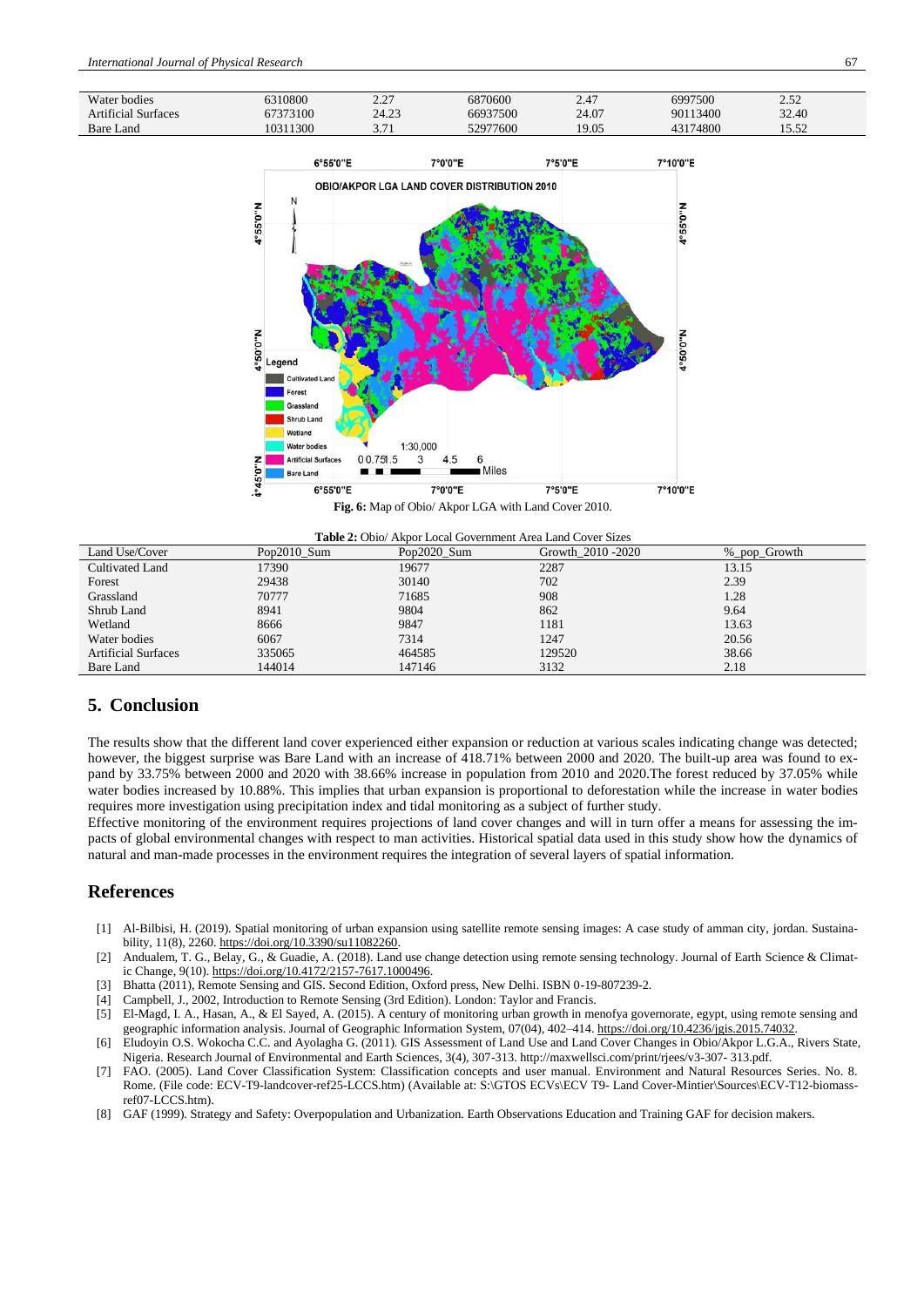| | | | | | | |
|---|---|---|---|---|---|---|
| Water bodies | 6310800 | 2.27 | 6870600 | 2.47 | 6997500 | 2.52 |
| Artificial Surfaces | 67373100 | 24.23 | 66937500 | 24.07 | 90113400 | 32.40 |
| Bare Land | 10311300 | 3.71 | 52977600 | 19.05 | 43174800 | 15.52 |

6°55'0"E 7°0'0"E 7°5'0"E 7°10'0"E

OBIO/AKPOR LGA LAND COVER DISTRIBUTION 2010

4°55'0"N 4°50'0"N 4°45'0"N

N

Legend
Cultivated Land
Forest
Grassland
Shrub Land
Wetland
Water bodies
Artificial Surfaces
Bare Land

1:30,000

0 0.75 1.5 3 4.5 6 Miles

**Fig. 6:** Map of Obio/ Akpor LGA with Land Cover 2010.

**Table 2:** Obio/ Akpor Local Government Area Land Cover Sizes

| Land Use/Cover | Pop2010_Sum | Pop2020_Sum | Growth_2010 -2020 | %_pop_Growth |
|---|---|---|---|---|
| Cultivated Land | 17390 | 19677 | 2287 | 13.15 |
| Forest | 29438 | 30140 | 702 | 2.39 |
| Grassland | 70777 | 71685 | 908 | 1.28 |
| Shrub Land | 8941 | 9804 | 862 | 9.64 |
| Wetland | 8666 | 9847 | 1181 | 13.63 |
| Water bodies | 6067 | 7314 | 1247 | 20.56 |
| Artificial Surfaces | 335065 | 464585 | 129520 | 38.66 |
| Bare Land | 144014 | 147146 | 3132 | 2.18 |

## 5. Conclusion

The results show that the different land cover experienced either expansion or reduction at various scales indicating change was detected; however, the biggest surprise was Bare Land with an increase of 418.71% between 2000 and 2020. The built-up area was found to expand by 33.75% between 2000 and 2020 with 38.66% increase in population from 2010 and 2020.The forest reduced by 37.05% while water bodies increased by 10.88%. This implies that urban expansion is proportional to deforestation while the increase in water bodies requires more investigation using precipitation index and tidal monitoring as a subject of further study.

Effective monitoring of the environment requires projections of land cover changes and will in turn offer a means for assessing the impacts of global environmental changes with respect to man activities. Historical spatial data used in this study show how the dynamics of natural and man-made processes in the environment requires the integration of several layers of spatial information.

## References

[1] Al-Bilbisi, H. (2019). Spatial monitoring of urban expansion using satellite remote sensing images: A case study of amman city, jordan. Sustainability, 11(8), 2260. https://doi.org/10.3390/su11082260.

[2] Andualem, T. G., Belay, G., & Guadie, A. (2018). Land use change detection using remote sensing technology. Journal of Earth Science & Climatic Change, 9(10). https://doi.org/10.4172/2157-7617.1000496.

[3] Bhatta (2011), Remote Sensing and GIS. Second Edition, Oxford press, New Delhi. ISBN 0-19-807239-2.

[4] Campbell, J., 2002, Introduction to Remote Sensing (3rd Edition). London: Taylor and Francis.

[5] El-Magd, I. A., Hasan, A., & El Sayed, A. (2015). A century of monitoring urban growth in menofya governorate, egypt, using remote sensing and geographic information analysis. Journal of Geographic Information System, 07(04), 402–414. https://doi.org/10.4236/jgis.2015.74032.

[6] Eludoyin O.S. Wokocha C.C. and Ayolagha G. (2011). GIS Assessment of Land Use and Land Cover Changes in Obio/Akpor L.G.A., Rivers State, Nigeria. Research Journal of Environmental and Earth Sciences, 3(4), 307-313. http://maxwellsci.com/print/rjees/v3-307- 313.pdf.

[7] FAO. (2005). Land Cover Classification System: Classification concepts and user manual. Environment and Natural Resources Series. No. 8. Rome. (File code: ECV-T9-landcover-ref25-LCCS.htm) (Available at: S:\GTOS ECVs\ECV T9- Land Cover-Mintier\Sources\ECV-T12-biomass-ref07-LCCS.htm).

[8] GAF (1999). Strategy and Safety: Overpopulation and Urbanization. Earth Observations Education and Training GAF for decision makers.